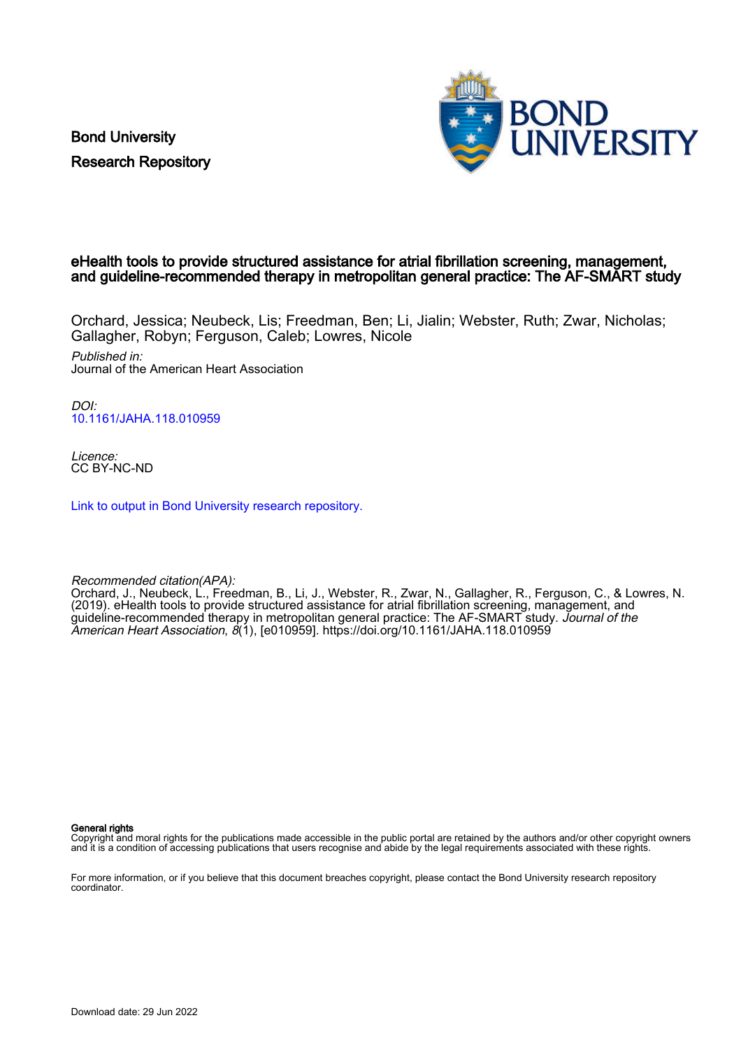Bond University
Research Repository

# eHealth tools to provide structured assistance for atrial fibrillation screening, management, and guideline-recommended therapy in metropolitan general practice: The AF-SMART study

Orchard, Jessica; Neubeck, Lis; Freedman, Ben; Li, Jialin; Webster, Ruth; Zwar, Nicholas; Gallagher, Robyn; Ferguson, Caleb; Lowres, Nicole

*Published in:*
Journal of the American Heart Association

*DOI:*
10.1161/JAHA.118.010959

*Licence:*
CC BY-NC-ND

Link to output in Bond University research repository.

*Recommended citation(APA):*
Orchard, J., Neubeck, L., Freedman, B., Li, J., Webster, R., Zwar, N., Gallagher, R., Ferguson, C., & Lowres, N. (2019). eHealth tools to provide structured assistance for atrial fibrillation screening, management, and guideline-recommended therapy in metropolitan general practice: The AF-SMART study. *Journal of the American Heart Association*, *8*(1), [e010959]. https://doi.org/10.1161/JAHA.118.010959

**General rights**
Copyright and moral rights for the publications made accessible in the public portal are retained by the authors and/or other copyright owners and it is a condition of accessing publications that users recognise and abide by the legal requirements associated with these rights.

For more information, or if you believe that this document breaches copyright, please contact the Bond University research repository coordinator.

Download date: 29 Jun 2022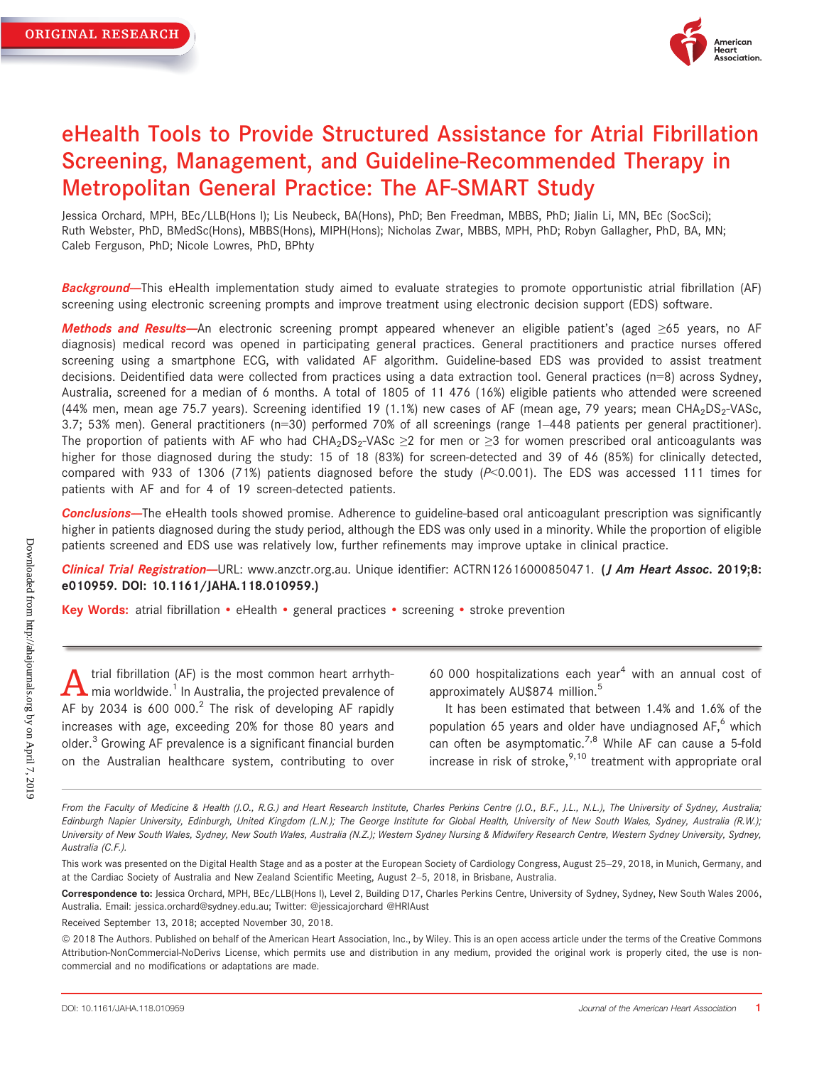# eHealth Tools to Provide Structured Assistance for Atrial Fibrillation Screening, Management, and Guideline-Recommended Therapy in Metropolitan General Practice: The AF-SMART Study

Jessica Orchard, MPH, BEc/LLB(Hons I); Lis Neubeck, BA(Hons), PhD; Ben Freedman, MBBS, PhD; Jialin Li, MN, BEc (SocSci); Ruth Webster, PhD, BMedSc(Hons), MBBS(Hons), MIPH(Hons); Nicholas Zwar, MBBS, MPH, PhD; Robyn Gallagher, PhD, BA, MN; Caleb Ferguson, PhD; Nicole Lowres, PhD, BPhty

***Background*—**This eHealth implementation study aimed to evaluate strategies to promote opportunistic atrial fibrillation (AF) screening using electronic screening prompts and improve treatment using electronic decision support (EDS) software.

***Methods and Results*—**An electronic screening prompt appeared whenever an eligible patient's (aged ≥65 years, no AF diagnosis) medical record was opened in participating general practices. General practitioners and practice nurses offered screening using a smartphone ECG, with validated AF algorithm. Guideline-based EDS was provided to assist treatment decisions. Deidentified data were collected from practices using a data extraction tool. General practices (n=8) across Sydney, Australia, screened for a median of 6 months. A total of 1805 of 11 476 (16%) eligible patients who attended were screened (44% men, mean age 75.7 years). Screening identified 19 (1.1%) new cases of AF (mean age, 79 years; mean $CHA_2DS_2$-VASc, 3.7; 53% men). General practitioners (n=30) performed 70% of all screenings (range 1–448 patients per general practitioner). The proportion of patients with AF who had $CHA_2DS_2$-VASc ≥2 for men or ≥3 for women prescribed oral anticoagulants was higher for those diagnosed during the study: 15 of 18 (83%) for screen-detected and 39 of 46 (85%) for clinically detected, compared with 933 of 1306 (71%) patients diagnosed before the study ($P<0.001$). The EDS was accessed 111 times for patients with AF and for 4 of 19 screen-detected patients.

***Conclusions*—**The eHealth tools showed promise. Adherence to guideline-based oral anticoagulant prescription was significantly higher in patients diagnosed during the study period, although the EDS was only used in a minority. While the proportion of eligible patients screened and EDS use was relatively low, further refinements may improve uptake in clinical practice.

***Clinical Trial Registration*—**URL: www.anzctr.org.au. Unique identifier: ACTRN12616000850471. **(*J Am Heart Assoc*. 2019;8:e010959. DOI: 10.1161/JAHA.118.010959.)**

**Key Words:** atrial fibrillation • eHealth • general practices • screening • stroke prevention

Atrial fibrillation (AF) is the most common heart arrhythmia worldwide.[1] In Australia, the projected prevalence of AF by 2034 is 600 000.[2] The risk of developing AF rapidly increases with age, exceeding 20% for those 80 years and older.[3] Growing AF prevalence is a significant financial burden on the Australian healthcare system, contributing to over 60 000 hospitalizations each year[4] with an annual cost of approximately AU$874 million.[5]

It has been estimated that between 1.4% and 1.6% of the population 65 years and older have undiagnosed AF,[6] which can often be asymptomatic.[7,8] While AF can cause a 5-fold increase in risk of stroke,[9,10] treatment with appropriate oral

*From the Faculty of Medicine & Health (J.O., R.G.) and Heart Research Institute, Charles Perkins Centre (J.O., B.F., J.L., N.L.), The University of Sydney, Australia; Edinburgh Napier University, Edinburgh, United Kingdom (L.N.); The George Institute for Global Health, University of New South Wales, Sydney, Australia (R.W.); University of New South Wales, Sydney, New South Wales, Australia (N.Z.); Western Sydney Nursing & Midwifery Research Centre, Western Sydney University, Sydney, Australia (C.F.).*

This work was presented on the Digital Health Stage and as a poster at the European Society of Cardiology Congress, August 25–29, 2018, in Munich, Germany, and at the Cardiac Society of Australia and New Zealand Scientific Meeting, August 2–5, 2018, in Brisbane, Australia.

**Correspondence to:** Jessica Orchard, MPH, BEc/LLB(Hons I), Level 2, Building D17, Charles Perkins Centre, University of Sydney, Sydney, New South Wales 2006, Australia. Email: jessica.orchard@sydney.edu.au; Twitter: @jessicajorchard @HRIAust

Received September 13, 2018; accepted November 30, 2018.

© 2018 The Authors. Published on behalf of the American Heart Association, Inc., by Wiley. This is an open access article under the terms of the Creative Commons Attribution-NonCommercial-NoDerivs License, which permits use and distribution in any medium, provided the original work is properly cited, the use is non-commercial and no modifications or adaptations are made.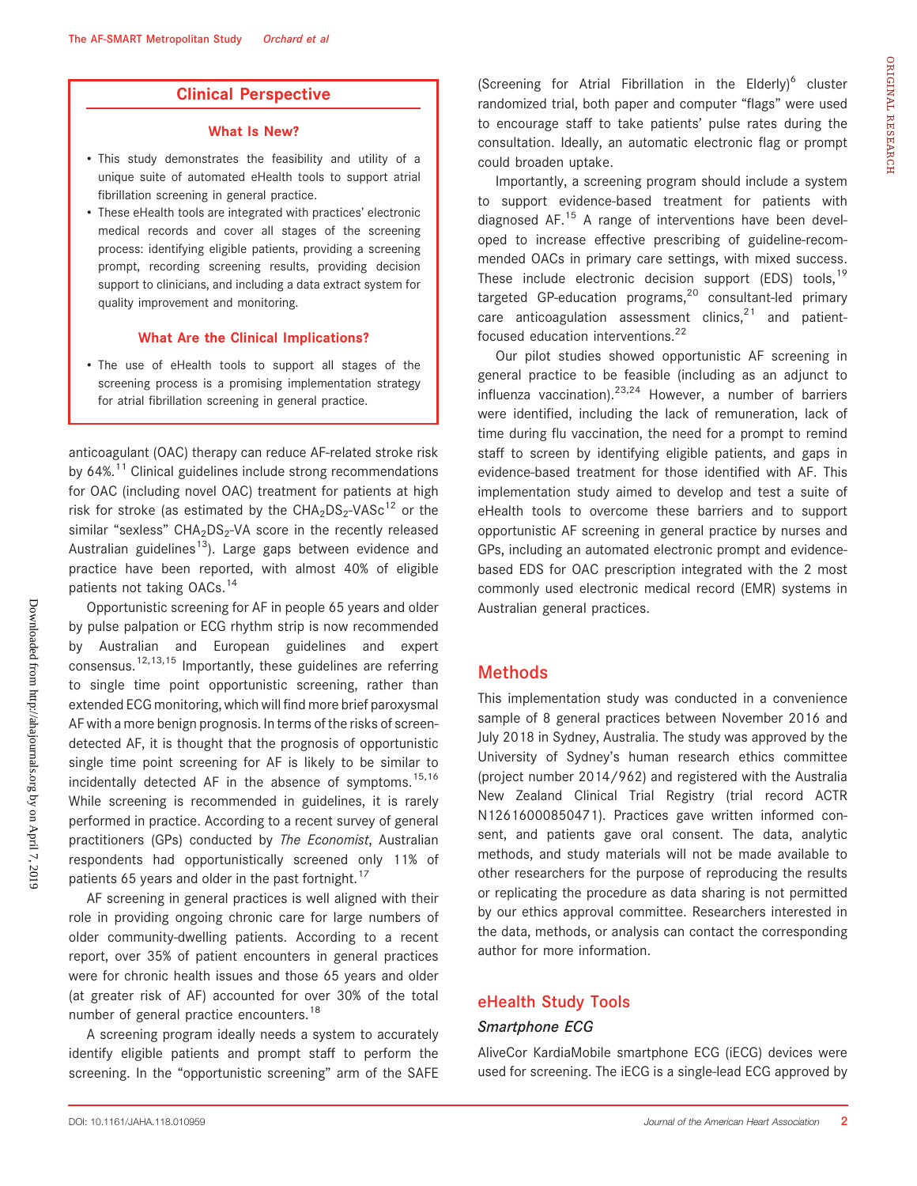## Clinical Perspective

### What Is New?

- This study demonstrates the feasibility and utility of a unique suite of automated eHealth tools to support atrial fibrillation screening in general practice.
- These eHealth tools are integrated with practices' electronic medical records and cover all stages of the screening process: identifying eligible patients, providing a screening prompt, recording screening results, providing decision support to clinicians, and including a data extract system for quality improvement and monitoring.

### What Are the Clinical Implications?

- The use of eHealth tools to support all stages of the screening process is a promising implementation strategy for atrial fibrillation screening in general practice.

anticoagulant (OAC) therapy can reduce AF-related stroke risk by 64%.[11] Clinical guidelines include strong recommendations for OAC (including novel OAC) treatment for patients at high risk for stroke (as estimated by the $CHA_2DS_2$-VASc[12] or the similar "sexless" $CHA_2DS_2$-VA score in the recently released Australian guidelines[13]). Large gaps between evidence and practice have been reported, with almost 40% of eligible patients not taking OACs.[14]

Opportunistic screening for AF in people 65 years and older by pulse palpation or ECG rhythm strip is now recommended by Australian and European guidelines and expert consensus.[12,13,15] Importantly, these guidelines are referring to single time point opportunistic screening, rather than extended ECG monitoring, which will find more brief paroxysmal AF with a more benign prognosis. In terms of the risks of screen-detected AF, it is thought that the prognosis of opportunistic single time point screening for AF is likely to be similar to incidentally detected AF in the absence of symptoms.[15,16] While screening is recommended in guidelines, it is rarely performed in practice. According to a recent survey of general practitioners (GPs) conducted by *The Economist*, Australian respondents had opportunistically screened only 11% of patients 65 years and older in the past fortnight.[17]

AF screening in general practices is well aligned with their role in providing ongoing chronic care for large numbers of older community-dwelling patients. According to a recent report, over 35% of patient encounters in general practices were for chronic health issues and those 65 years and older (at greater risk of AF) accounted for over 30% of the total number of general practice encounters.[18]

A screening program ideally needs a system to accurately identify eligible patients and prompt staff to perform the screening. In the "opportunistic screening" arm of the SAFE (Screening for Atrial Fibrillation in the Elderly)[6] cluster randomized trial, both paper and computer "flags" were used to encourage staff to take patients' pulse rates during the consultation. Ideally, an automatic electronic flag or prompt could broaden uptake.

Importantly, a screening program should include a system to support evidence-based treatment for patients with diagnosed AF.[15] A range of interventions have been developed to increase effective prescribing of guideline-recommended OACs in primary care settings, with mixed success. These include electronic decision support (EDS) tools,[19] targeted GP-education programs,[20] consultant-led primary care anticoagulation assessment clinics,[21] and patient-focused education interventions.[22]

Our pilot studies showed opportunistic AF screening in general practice to be feasible (including as an adjunct to influenza vaccination).[23,24] However, a number of barriers were identified, including the lack of remuneration, lack of time during flu vaccination, the need for a prompt to remind staff to screen by identifying eligible patients, and gaps in evidence-based treatment for those identified with AF. This implementation study aimed to develop and test a suite of eHealth tools to overcome these barriers and to support opportunistic AF screening in general practice by nurses and GPs, including an automated electronic prompt and evidence-based EDS for OAC prescription integrated with the 2 most commonly used electronic medical record (EMR) systems in Australian general practices.

## Methods

This implementation study was conducted in a convenience sample of 8 general practices between November 2016 and July 2018 in Sydney, Australia. The study was approved by the University of Sydney's human research ethics committee (project number 2014/962) and registered with the Australia New Zealand Clinical Trial Registry (trial record ACTR N12616000850471). Practices gave written informed consent, and patients gave oral consent. The data, analytic methods, and study materials will not be made available to other researchers for the purpose of reproducing the results or replicating the procedure as data sharing is not permitted by our ethics approval committee. Researchers interested in the data, methods, or analysis can contact the corresponding author for more information.

### eHealth Study Tools

#### Smartphone ECG

AliveCor KardiaMobile smartphone ECG (iECG) devices were used for screening. The iECG is a single-lead ECG approved by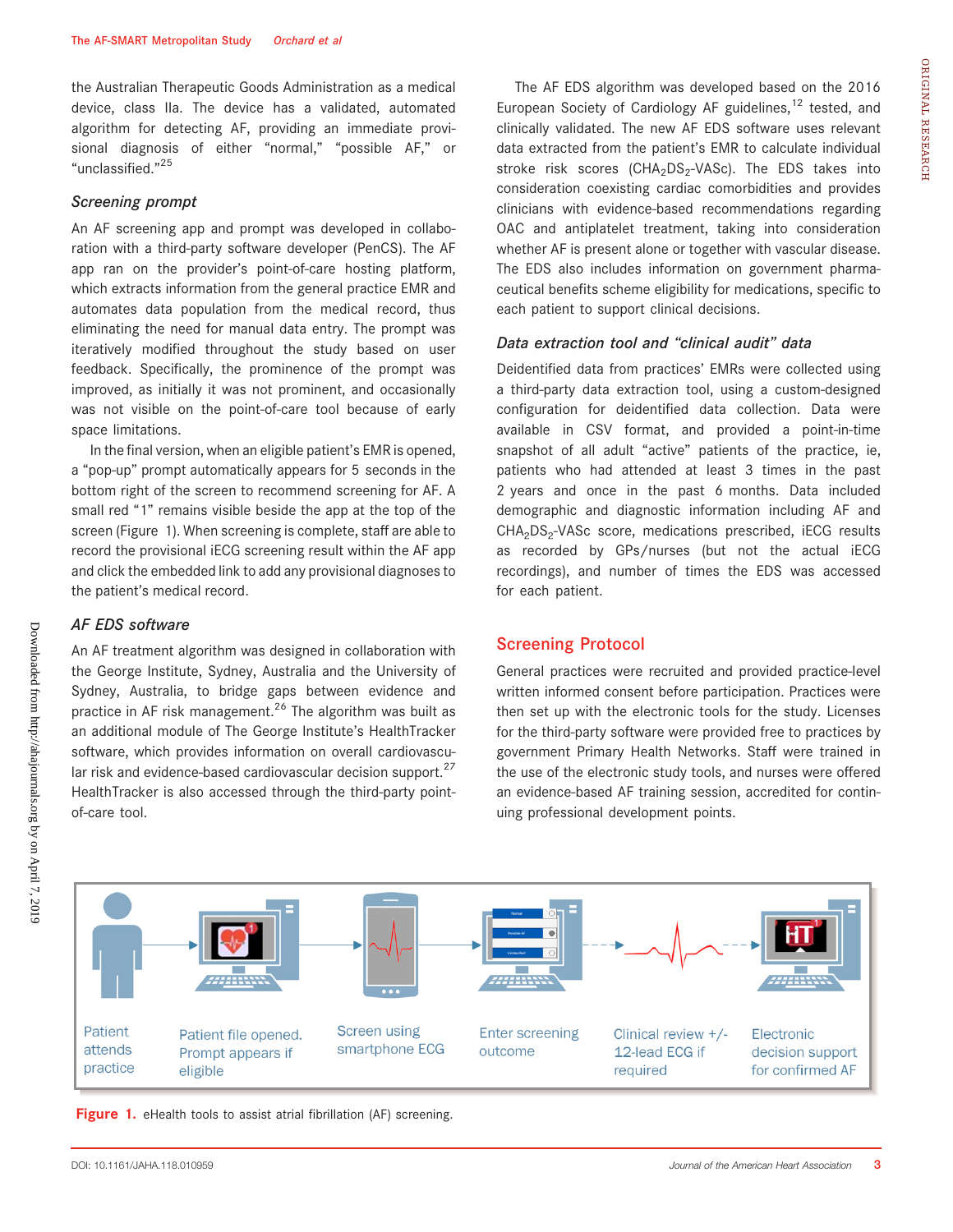the Australian Therapeutic Goods Administration as a medical device, class IIa. The device has a validated, automated algorithm for detecting AF, providing an immediate provisional diagnosis of either "normal," "possible AF," or "unclassified."[25]

### Screening prompt

An AF screening app and prompt was developed in collaboration with a third-party software developer (PenCS). The AF app ran on the provider's point-of-care hosting platform, which extracts information from the general practice EMR and automates data population from the medical record, thus eliminating the need for manual data entry. The prompt was iteratively modified throughout the study based on user feedback. Specifically, the prominence of the prompt was improved, as initially it was not prominent, and occasionally was not visible on the point-of-care tool because of early space limitations.

In the final version, when an eligible patient's EMR is opened, a "pop-up" prompt automatically appears for 5 seconds in the bottom right of the screen to recommend screening for AF. A small red "1" remains visible beside the app at the top of the screen (Figure 1). When screening is complete, staff are able to record the provisional iECG screening result within the AF app and click the embedded link to add any provisional diagnoses to the patient's medical record.

### AF EDS software

An AF treatment algorithm was designed in collaboration with the George Institute, Sydney, Australia and the University of Sydney, Australia, to bridge gaps between evidence and practice in AF risk management.[26] The algorithm was built as an additional module of The George Institute's HealthTracker software, which provides information on overall cardiovascular risk and evidence-based cardiovascular decision support.[27] HealthTracker is also accessed through the third-party point-of-care tool.

The AF EDS algorithm was developed based on the 2016 European Society of Cardiology AF guidelines,[12] tested, and clinically validated. The new AF EDS software uses relevant data extracted from the patient's EMR to calculate individual stroke risk scores ($CHA_2DS_2$-VASc). The EDS takes into consideration coexisting cardiac comorbidities and provides clinicians with evidence-based recommendations regarding OAC and antiplatelet treatment, taking into consideration whether AF is present alone or together with vascular disease. The EDS also includes information on government pharmaceutical benefits scheme eligibility for medications, specific to each patient to support clinical decisions.

### Data extraction tool and "clinical audit" data

Deidentified data from practices' EMRs were collected using a third-party data extraction tool, using a custom-designed configuration for deidentified data collection. Data were available in CSV format, and provided a point-in-time snapshot of all adult "active" patients of the practice, ie, patients who had attended at least 3 times in the past 2 years and once in the past 6 months. Data included demographic and diagnostic information including AF and $CHA_2DS_2$-VASc score, medications prescribed, iECG results as recorded by GPs/nurses (but not the actual iECG recordings), and number of times the EDS was accessed for each patient.

## Screening Protocol

General practices were recruited and provided practice-level written informed consent before participation. Practices were then set up with the electronic tools for the study. Licenses for the third-party software were provided free to practices by government Primary Health Networks. Staff were trained in the use of the electronic study tools, and nurses were offered an evidence-based AF training session, accredited for continuing professional development points.

Patient attends practice → Patient file opened. Prompt appears if eligible → Screen using smartphone ECG → Enter screening outcome → Clinical review +/- 12-lead ECG if required → Electronic decision support for confirmed AF

**Figure 1.** eHealth tools to assist atrial fibrillation (AF) screening.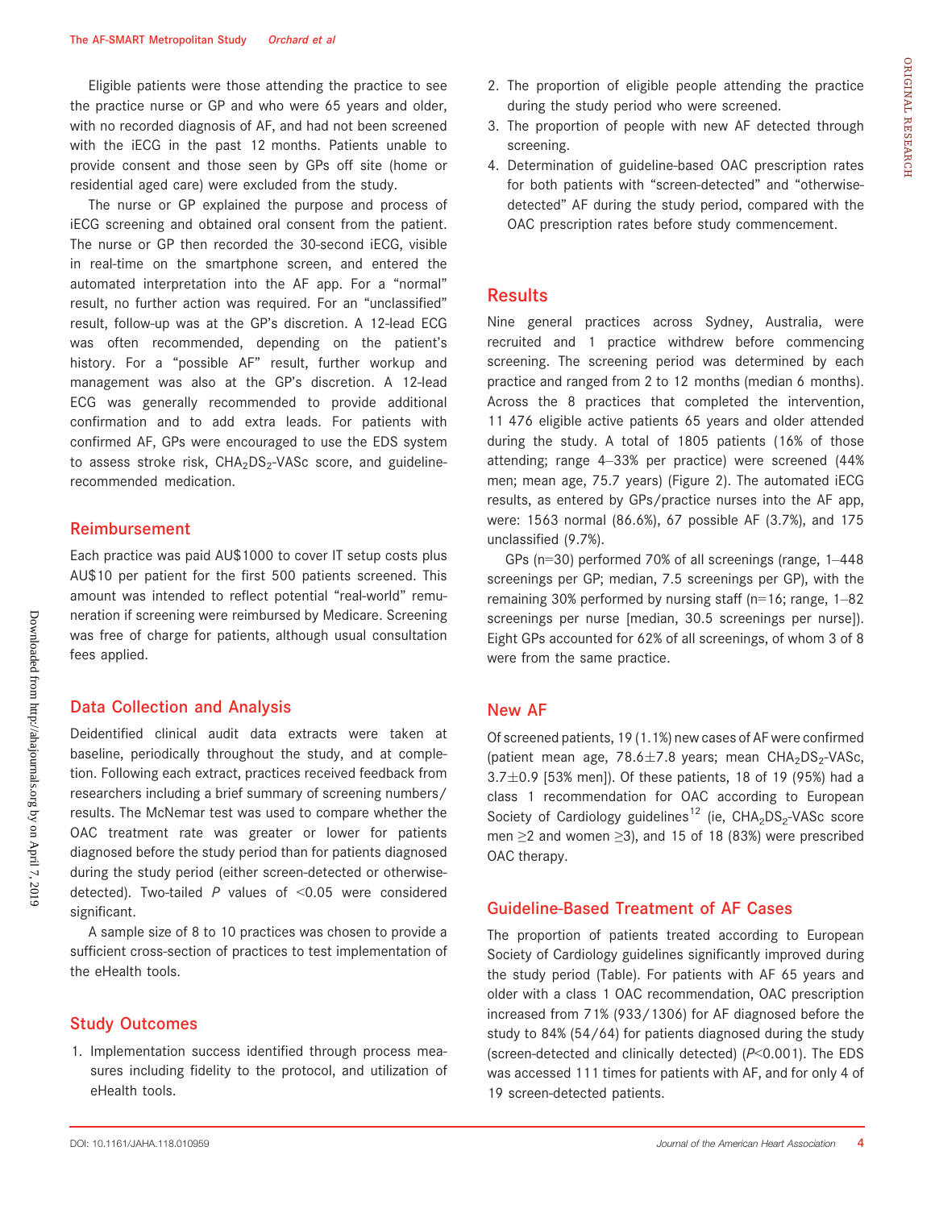Eligible patients were those attending the practice to see the practice nurse or GP and who were 65 years and older, with no recorded diagnosis of AF, and had not been screened with the iECG in the past 12 months. Patients unable to provide consent and those seen by GPs off site (home or residential aged care) were excluded from the study.

The nurse or GP explained the purpose and process of iECG screening and obtained oral consent from the patient. The nurse or GP then recorded the 30-second iECG, visible in real-time on the smartphone screen, and entered the automated interpretation into the AF app. For a "normal" result, no further action was required. For an "unclassified" result, follow-up was at the GP's discretion. A 12-lead ECG was often recommended, depending on the patient's history. For a "possible AF" result, further workup and management was also at the GP's discretion. A 12-lead ECG was generally recommended to provide additional confirmation and to add extra leads. For patients with confirmed AF, GPs were encouraged to use the EDS system to assess stroke risk, $CHA_2DS_2$-VASc score, and guideline-recommended medication.

## Reimbursement

Each practice was paid AU$1000 to cover IT setup costs plus AU$10 per patient for the first 500 patients screened. This amount was intended to reflect potential "real-world" remuneration if screening were reimbursed by Medicare. Screening was free of charge for patients, although usual consultation fees applied.

## Data Collection and Analysis

Deidentified clinical audit data extracts were taken at baseline, periodically throughout the study, and at completion. Following each extract, practices received feedback from researchers including a brief summary of screening numbers/results. The McNemar test was used to compare whether the OAC treatment rate was greater or lower for patients diagnosed before the study period than for patients diagnosed during the study period (either screen-detected or otherwise-detected). Two-tailed $P$ values of $<0.05$ were considered significant.

A sample size of 8 to 10 practices was chosen to provide a sufficient cross-section of practices to test implementation of the eHealth tools.

## Study Outcomes

1. Implementation success identified through process measures including fidelity to the protocol, and utilization of eHealth tools.
2. The proportion of eligible people attending the practice during the study period who were screened.
3. The proportion of people with new AF detected through screening.
4. Determination of guideline-based OAC prescription rates for both patients with "screen-detected" and "otherwise-detected" AF during the study period, compared with the OAC prescription rates before study commencement.

## Results

Nine general practices across Sydney, Australia, were recruited and 1 practice withdrew before commencing screening. The screening period was determined by each practice and ranged from 2 to 12 months (median 6 months). Across the 8 practices that completed the intervention, 11 476 eligible active patients 65 years and older attended during the study. A total of 1805 patients (16% of those attending; range 4–33% per practice) were screened (44% men; mean age, 75.7 years) (Figure 2). The automated iECG results, as entered by GPs/practice nurses into the AF app, were: 1563 normal (86.6%), 67 possible AF (3.7%), and 175 unclassified (9.7%).

GPs (n=30) performed 70% of all screenings (range, 1–448 screenings per GP; median, 7.5 screenings per GP), with the remaining 30% performed by nursing staff (n=16; range, 1–82 screenings per nurse [median, 30.5 screenings per nurse]). Eight GPs accounted for 62% of all screenings, of whom 3 of 8 were from the same practice.

## New AF

Of screened patients, 19 (1.1%) new cases of AF were confirmed (patient mean age, 78.6±7.8 years; mean $CHA_2DS_2$-VASc, 3.7±0.9 [53% men]). Of these patients, 18 of 19 (95%) had a class 1 recommendation for OAC according to European Society of Cardiology guidelines[12] (ie, $CHA_2DS_2$-VASc score men ≥2 and women ≥3), and 15 of 18 (83%) were prescribed OAC therapy.

## Guideline-Based Treatment of AF Cases

The proportion of patients treated according to European Society of Cardiology guidelines significantly improved during the study period (Table). For patients with AF 65 years and older with a class 1 OAC recommendation, OAC prescription increased from 71% (933/1306) for AF diagnosed before the study to 84% (54/64) for patients diagnosed during the study (screen-detected and clinically detected) ($P<0.001$). The EDS was accessed 111 times for patients with AF, and for only 4 of 19 screen-detected patients.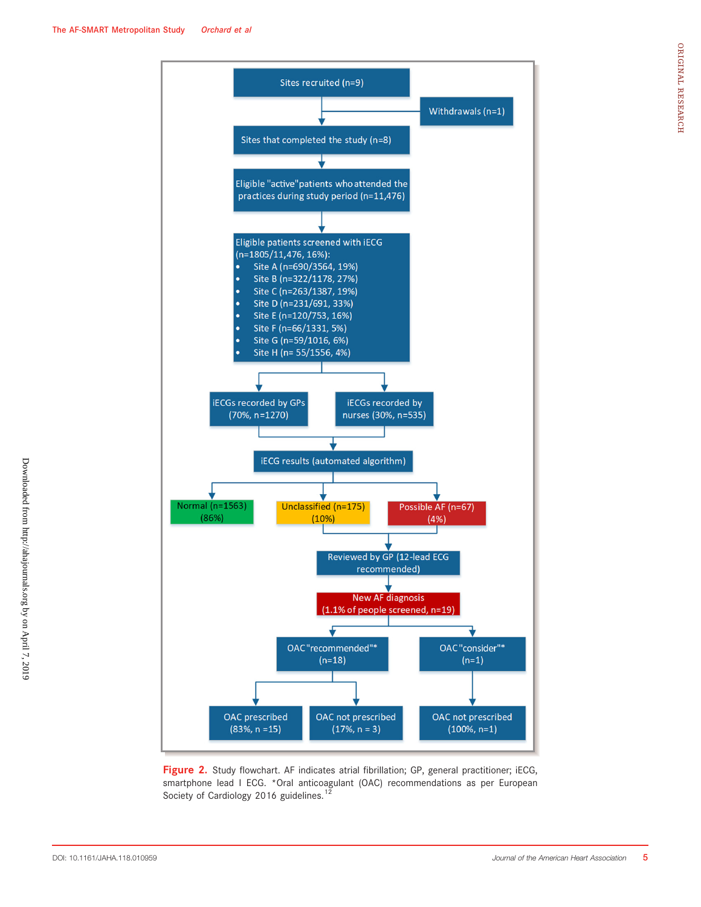Sites recruited (n=9)

Withdrawals (n=1)

Sites that completed the study (n=8)

Eligible "active" patients who attended the practices during study period (n=11,476)

Eligible patients screened with iECG (n=1805/11,476, 16%):

- Site A (n=690/3564, 19%)
- Site B (n=322/1178, 27%)
- Site C (n=263/1387, 19%)
- Site D (n=231/691, 33%)
- Site E (n=120/753, 16%)
- Site F (n=66/1331, 5%)
- Site G (n=59/1016, 6%)
- Site H (n= 55/1556, 4%)

iECGs recorded by GPs (70%, n=1270)

iECGs recorded by nurses (30%, n=535)

iECG results (automated algorithm)

Normal (n=1563) (86%)

Unclassified (n=175) (10%)

Possible AF (n=67) (4%)

Reviewed by GP (12-lead ECG recommended)

New AF diagnosis (1.1% of people screened, n=19)

OAC "recommended"* (n=18)

OAC "consider"* (n=1)

OAC prescribed (83%, n =15)

OAC not prescribed (17%, n = 3)

OAC not prescribed (100%, n=1)

**Figure 2.** Study flowchart. AF indicates atrial fibrillation; GP, general practitioner; iECG, smartphone lead I ECG. *Oral anticoagulant (OAC) recommendations as per European Society of Cardiology 2016 guidelines.[12]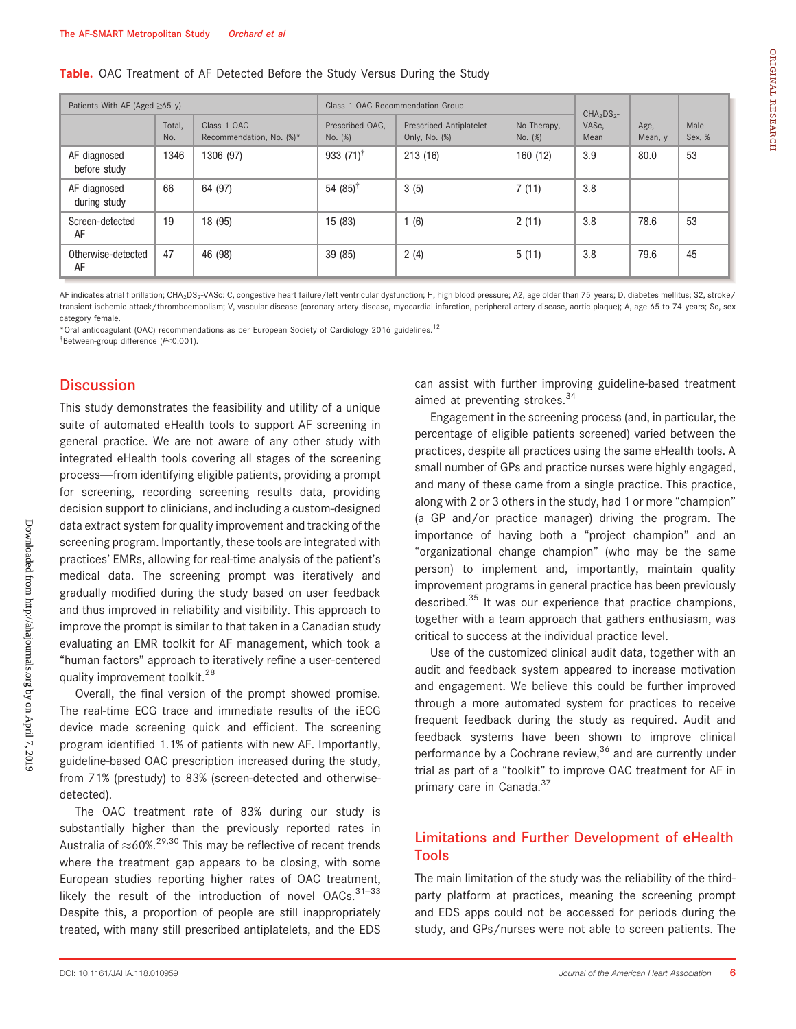**Table.** OAC Treatment of AF Detected Before the Study Versus During the Study

| Patients With AF (Aged ≥65 y) | | | Class 1 OAC Recommendation Group | | | $CHA_2DS_2$-VASc, Mean | Age, Mean, y | Male Sex, % |
|---|---|---|---|---|---|---|---|---|
| | Total, No. | Class 1 OAC Recommendation, No. (%)* | Prescribed OAC, No. (%) | Prescribed Antiplatelet Only, No. (%) | No Therapy, No. (%) | | | |
| AF diagnosed before study | 1346 | 1306 (97) | 933 (71)† | 213 (16) | 160 (12) | 3.9 | 80.0 | 53 |
| AF diagnosed during study | 66 | 64 (97) | 54 (85)† | 3 (5) | 7 (11) | 3.8 | | |
| Screen-detected AF | 19 | 18 (95) | 15 (83) | 1 (6) | 2 (11) | 3.8 | 78.6 | 53 |
| Otherwise-detected AF | 47 | 46 (98) | 39 (85) | 2 (4) | 5 (11) | 3.8 | 79.6 | 45 |

AF indicates atrial fibrillation; $CHA_2DS_2$-VASc: C, congestive heart failure/left ventricular dysfunction; H, high blood pressure; A2, age older than 75 years; D, diabetes mellitus; S2, stroke/transient ischemic attack/thromboembolism; V, vascular disease (coronary artery disease, myocardial infarction, peripheral artery disease, aortic plaque); A, age 65 to 74 years; Sc, sex category female.

*Oral anticoagulant (OAC) recommendations as per European Society of Cardiology 2016 guidelines.[12]

†Between-group difference ($P<0.001$).

## Discussion

This study demonstrates the feasibility and utility of a unique suite of automated eHealth tools to support AF screening in general practice. We are not aware of any other study with integrated eHealth tools covering all stages of the screening process—from identifying eligible patients, providing a prompt for screening, recording screening results data, providing decision support to clinicians, and including a custom-designed data extract system for quality improvement and tracking of the screening program. Importantly, these tools are integrated with practices' EMRs, allowing for real-time analysis of the patient's medical data. The screening prompt was iteratively and gradually modified during the study based on user feedback and thus improved in reliability and visibility. This approach to improve the prompt is similar to that taken in a Canadian study evaluating an EMR toolkit for AF management, which took a "human factors" approach to iteratively refine a user-centered quality improvement toolkit.[28]

Overall, the final version of the prompt showed promise. The real-time ECG trace and immediate results of the iECG device made screening quick and efficient. The screening program identified 1.1% of patients with new AF. Importantly, guideline-based OAC prescription increased during the study, from 71% (prestudy) to 83% (screen-detected and otherwise-detected).

The OAC treatment rate of 83% during our study is substantially higher than the previously reported rates in Australia of ≈60%.[29,30] This may be reflective of recent trends where the treatment gap appears to be closing, with some European studies reporting higher rates of OAC treatment, likely the result of the introduction of novel OACs.[31–33] Despite this, a proportion of people are still inappropriately treated, with many still prescribed antiplatelets, and the EDS can assist with further improving guideline-based treatment aimed at preventing strokes.[34]

Engagement in the screening process (and, in particular, the percentage of eligible patients screened) varied between the practices, despite all practices using the same eHealth tools. A small number of GPs and practice nurses were highly engaged, and many of these came from a single practice. This practice, along with 2 or 3 others in the study, had 1 or more "champion" (a GP and/or practice manager) driving the program. The importance of having both a "project champion" and an "organizational change champion" (who may be the same person) to implement and, importantly, maintain quality improvement programs in general practice has been previously described.[35] It was our experience that practice champions, together with a team approach that gathers enthusiasm, was critical to success at the individual practice level.

Use of the customized clinical audit data, together with an audit and feedback system appeared to increase motivation and engagement. We believe this could be further improved through a more automated system for practices to receive frequent feedback during the study as required. Audit and feedback systems have been shown to improve clinical performance by a Cochrane review,[36] and are currently under trial as part of a "toolkit" to improve OAC treatment for AF in primary care in Canada.[37]

## Limitations and Further Development of eHealth Tools

The main limitation of the study was the reliability of the third-party platform at practices, meaning the screening prompt and EDS apps could not be accessed for periods during the study, and GPs/nurses were not able to screen patients. The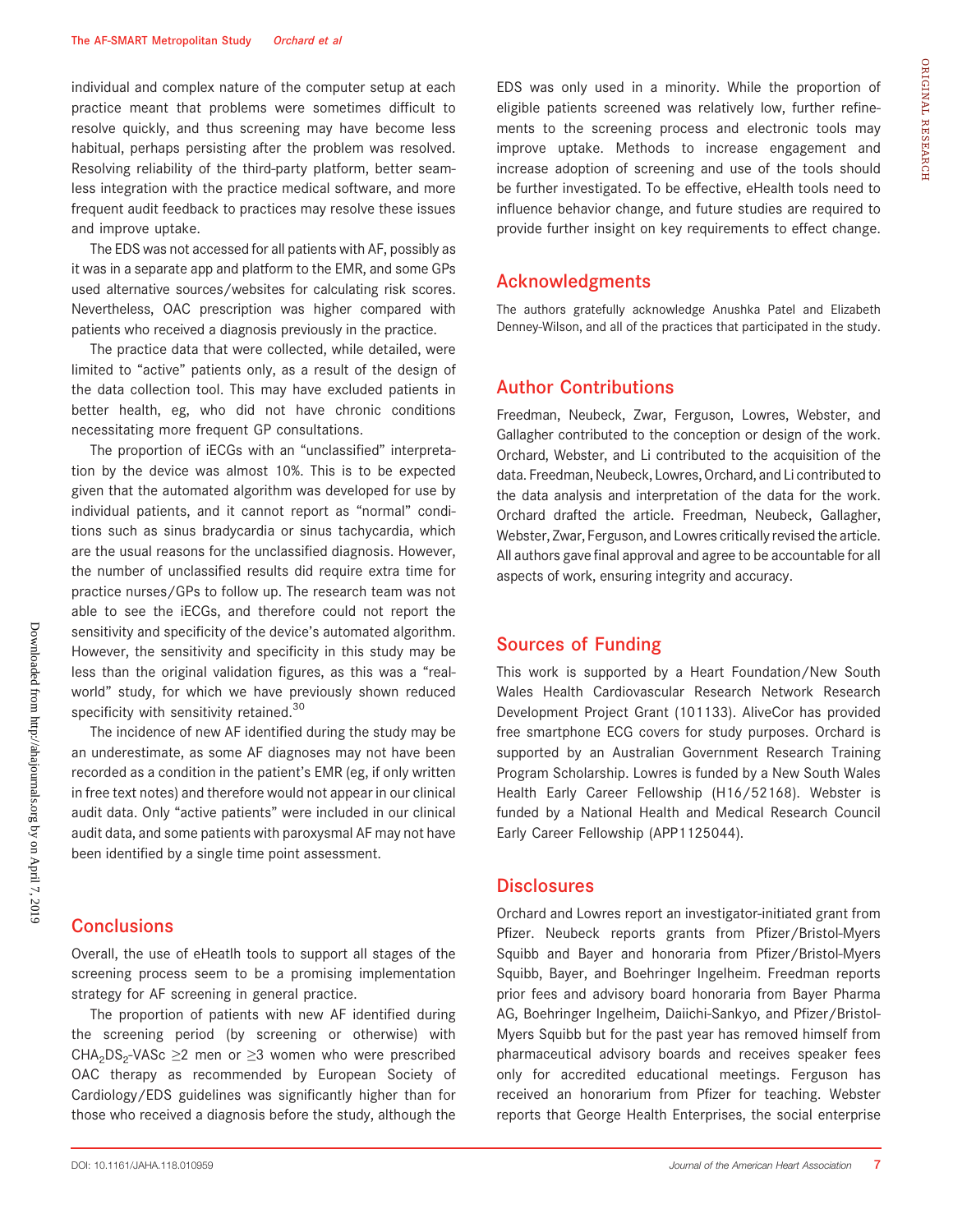individual and complex nature of the computer setup at each practice meant that problems were sometimes difficult to resolve quickly, and thus screening may have become less habitual, perhaps persisting after the problem was resolved. Resolving reliability of the third-party platform, better seamless integration with the practice medical software, and more frequent audit feedback to practices may resolve these issues and improve uptake.

The EDS was not accessed for all patients with AF, possibly as it was in a separate app and platform to the EMR, and some GPs used alternative sources/websites for calculating risk scores. Nevertheless, OAC prescription was higher compared with patients who received a diagnosis previously in the practice.

The practice data that were collected, while detailed, were limited to "active" patients only, as a result of the design of the data collection tool. This may have excluded patients in better health, eg, who did not have chronic conditions necessitating more frequent GP consultations.

The proportion of iECGs with an "unclassified" interpretation by the device was almost 10%. This is to be expected given that the automated algorithm was developed for use by individual patients, and it cannot report as "normal" conditions such as sinus bradycardia or sinus tachycardia, which are the usual reasons for the unclassified diagnosis. However, the number of unclassified results did require extra time for practice nurses/GPs to follow up. The research team was not able to see the iECGs, and therefore could not report the sensitivity and specificity of the device's automated algorithm. However, the sensitivity and specificity in this study may be less than the original validation figures, as this was a "real-world" study, for which we have previously shown reduced specificity with sensitivity retained.[30]

The incidence of new AF identified during the study may be an underestimate, as some AF diagnoses may not have been recorded as a condition in the patient's EMR (eg, if only written in free text notes) and therefore would not appear in our clinical audit data. Only "active patients" were included in our clinical audit data, and some patients with paroxysmal AF may not have been identified by a single time point assessment.

## Conclusions

Overall, the use of eHeatlh tools to support all stages of the screening process seem to be a promising implementation strategy for AF screening in general practice.

The proportion of patients with new AF identified during the screening period (by screening or otherwise) with $CHA_2DS_2$-VASc ≥2 men or ≥3 women who were prescribed OAC therapy as recommended by European Society of Cardiology/EDS guidelines was significantly higher than for those who received a diagnosis before the study, although the EDS was only used in a minority. While the proportion of eligible patients screened was relatively low, further refinements to the screening process and electronic tools may improve uptake. Methods to increase engagement and increase adoption of screening and use of the tools should be further investigated. To be effective, eHealth tools need to influence behavior change, and future studies are required to provide further insight on key requirements to effect change.

## Acknowledgments

The authors gratefully acknowledge Anushka Patel and Elizabeth Denney-Wilson, and all of the practices that participated in the study.

## Author Contributions

Freedman, Neubeck, Zwar, Ferguson, Lowres, Webster, and Gallagher contributed to the conception or design of the work. Orchard, Webster, and Li contributed to the acquisition of the data. Freedman, Neubeck, Lowres, Orchard, and Li contributed to the data analysis and interpretation of the data for the work. Orchard drafted the article. Freedman, Neubeck, Gallagher, Webster, Zwar, Ferguson, and Lowres critically revised the article. All authors gave final approval and agree to be accountable for all aspects of work, ensuring integrity and accuracy.

## Sources of Funding

This work is supported by a Heart Foundation/New South Wales Health Cardiovascular Research Network Research Development Project Grant (101133). AliveCor has provided free smartphone ECG covers for study purposes. Orchard is supported by an Australian Government Research Training Program Scholarship. Lowres is funded by a New South Wales Health Early Career Fellowship (H16/52168). Webster is funded by a National Health and Medical Research Council Early Career Fellowship (APP1125044).

## Disclosures

Orchard and Lowres report an investigator-initiated grant from Pfizer. Neubeck reports grants from Pfizer/Bristol-Myers Squibb and Bayer and honoraria from Pfizer/Bristol-Myers Squibb, Bayer, and Boehringer Ingelheim. Freedman reports prior fees and advisory board honoraria from Bayer Pharma AG, Boehringer Ingelheim, Daiichi-Sankyo, and Pfizer/Bristol-Myers Squibb but for the past year has removed himself from pharmaceutical advisory boards and receives speaker fees only for accredited educational meetings. Ferguson has received an honorarium from Pfizer for teaching. Webster reports that George Health Enterprises, the social enterprise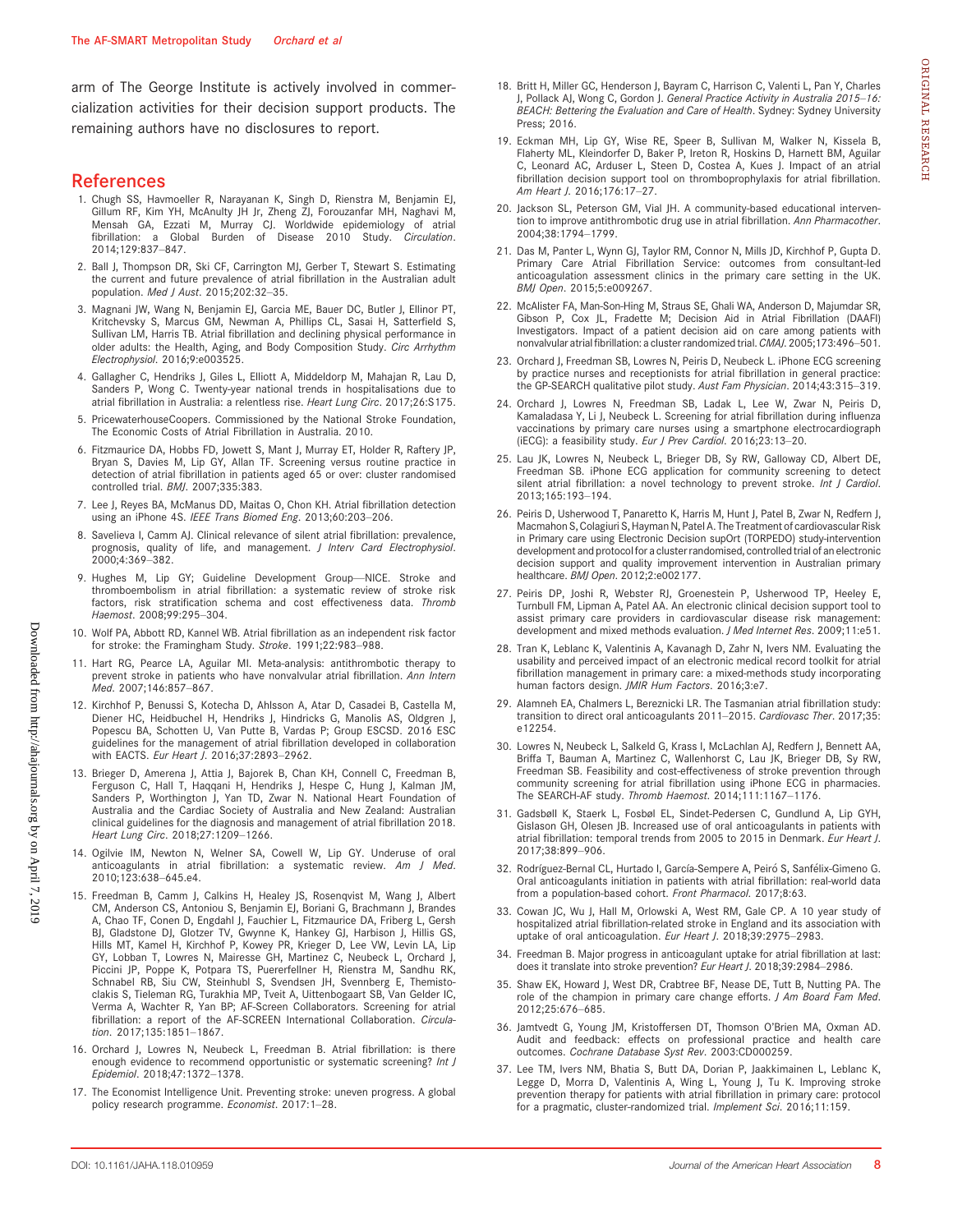arm of The George Institute is actively involved in commercialization activities for their decision support products. The remaining authors have no disclosures to report.

## References

1. Chugh SS, Havmoeller R, Narayanan K, Singh D, Rienstra M, Benjamin EJ, Gillum RF, Kim YH, McAnulty JH Jr, Zheng ZJ, Forouzanfar MH, Naghavi M, Mensah GA, Ezzati M, Murray CJ. Worldwide epidemiology of atrial fibrillation: a Global Burden of Disease 2010 Study. *Circulation*. 2014;129:837–847.
2. Ball J, Thompson DR, Ski CF, Carrington MJ, Gerber T, Stewart S. Estimating the current and future prevalence of atrial fibrillation in the Australian adult population. *Med J Aust*. 2015;202:32–35.
3. Magnani JW, Wang N, Benjamin EJ, Garcia ME, Bauer DC, Butler J, Ellinor PT, Kritchevsky S, Marcus GM, Newman A, Phillips CL, Sasai H, Satterfield S, Sullivan LM, Harris TB. Atrial fibrillation and declining physical performance in older adults: the Health, Aging, and Body Composition Study. *Circ Arrhythm Electrophysiol*. 2016;9:e003525.
4. Gallagher C, Hendriks J, Giles L, Elliott A, Middeldorp M, Mahajan R, Lau D, Sanders P, Wong C. Twenty-year national trends in hospitalisations due to atrial fibrillation in Australia: a relentless rise. *Heart Lung Circ*. 2017;26:S175.
5. PricewaterhouseCoopers. Commissioned by the National Stroke Foundation, The Economic Costs of Atrial Fibrillation in Australia. 2010.
6. Fitzmaurice DA, Hobbs FD, Jowett S, Mant J, Murray ET, Holder R, Raftery JP, Bryan S, Davies M, Lip GY, Allan TF. Screening versus routine practice in detection of atrial fibrillation in patients aged 65 or over: cluster randomised controlled trial. *BMJ*. 2007;335:383.
7. Lee J, Reyes BA, McManus DD, Maitas O, Chon KH. Atrial fibrillation detection using an iPhone 4S. *IEEE Trans Biomed Eng*. 2013;60:203–206.
8. Savelieva I, Camm AJ. Clinical relevance of silent atrial fibrillation: prevalence, prognosis, quality of life, and management. *J Interv Card Electrophysiol*. 2000;4:369–382.
9. Hughes M, Lip GY; Guideline Development Group—NICE. Stroke and thromboembolism in atrial fibrillation: a systematic review of stroke risk factors, risk stratification schema and cost effectiveness data. *Thromb Haemost*. 2008;99:295–304.
10. Wolf PA, Abbott RD, Kannel WB. Atrial fibrillation as an independent risk factor for stroke: the Framingham Study. *Stroke*. 1991;22:983–988.
11. Hart RG, Pearce LA, Aguilar MI. Meta-analysis: antithrombotic therapy to prevent stroke in patients who have nonvalvular atrial fibrillation. *Ann Intern Med*. 2007;146:857–867.
12. Kirchhof P, Benussi S, Kotecha D, Ahlsson A, Atar D, Casadei B, Castella M, Diener HC, Heidbuchel H, Hendriks J, Hindricks G, Manolis AS, Oldgren J, Popescu BA, Schotten U, Van Putte B, Vardas P; Group ESCSD. 2016 ESC guidelines for the management of atrial fibrillation developed in collaboration with EACTS. *Eur Heart J*. 2016;37:2893–2962.
13. Brieger D, Amerena J, Attia J, Bajorek B, Chan KH, Connell C, Freedman B, Ferguson C, Hall T, Haqqani H, Hendriks J, Hespe C, Hung J, Kalman JM, Sanders P, Worthington J, Yan TD, Zwar N. National Heart Foundation of Australia and the Cardiac Society of Australia and New Zealand: Australian clinical guidelines for the diagnosis and management of atrial fibrillation 2018. *Heart Lung Circ*. 2018;27:1209–1266.
14. Ogilvie IM, Newton N, Welner SA, Cowell W, Lip GY. Underuse of oral anticoagulants in atrial fibrillation: a systematic review. *Am J Med*. 2010;123:638–645.e4.
15. Freedman B, Camm J, Calkins H, Healey JS, Rosenqvist M, Wang J, Albert CM, Anderson CS, Antoniou S, Benjamin EJ, Boriani G, Brachmann J, Brandes A, Chao TF, Conen D, Engdahl J, Fauchier L, Fitzmaurice DA, Friberg L, Gersh BJ, Gladstone DJ, Glotzer TV, Gwynne K, Hankey GJ, Harbison J, Hillis GS, Hills MT, Kamel H, Kirchhof P, Kowey PR, Krieger D, Lee VW, Levin LA, Lip GY, Lobban T, Lowres N, Mairesse GH, Martinez C, Neubeck L, Orchard J, Piccini JP, Poppe K, Potpara TS, Puererfellner H, Rienstra M, Sandhu RK, Schnabel RB, Siu CW, Steinhubl S, Svendsen JH, Svennberg E, Themistoclakis S, Tieleman RG, Turakhia MP, Tveit A, Uittenbogaart SB, Van Gelder IC, Verma A, Wachter R, Yan BP; AF-Screen Collaborators. Screening for atrial fibrillation: a report of the AF-SCREEN International Collaboration. *Circulation*. 2017;135:1851–1867.
16. Orchard J, Lowres N, Neubeck L, Freedman B. Atrial fibrillation: is there enough evidence to recommend opportunistic or systematic screening? *Int J Epidemiol*. 2018;47:1372–1378.
17. The Economist Intelligence Unit. Preventing stroke: uneven progress. A global policy research programme. *Economist*. 2017:1–28.
18. Britt H, Miller GC, Henderson J, Bayram C, Harrison C, Valenti L, Pan Y, Charles J, Pollack AJ, Wong C, Gordon J. *General Practice Activity in Australia 2015–16: BEACH: Bettering the Evaluation and Care of Health*. Sydney: Sydney University Press; 2016.
19. Eckman MH, Lip GY, Wise RE, Speer B, Sullivan M, Walker N, Kissela B, Flaherty ML, Kleindorfer D, Baker P, Ireton R, Hoskins D, Harnett BM, Aguilar C, Leonard AC, Arduser L, Steen D, Costea A, Kues J. Impact of an atrial fibrillation decision support tool on thromboprophylaxis for atrial fibrillation. *Am Heart J*. 2016;176:17–27.
20. Jackson SL, Peterson GM, Vial JH. A community-based educational intervention to improve antithrombotic drug use in atrial fibrillation. *Ann Pharmacother*. 2004;38:1794–1799.
21. Das M, Panter L, Wynn GJ, Taylor RM, Connor N, Mills JD, Kirchhof P, Gupta D. Primary Care Atrial Fibrillation Service: outcomes from consultant-led anticoagulation assessment clinics in the primary care setting in the UK. *BMJ Open*. 2015;5:e009267.
22. McAlister FA, Man-Son-Hing M, Straus SE, Ghali WA, Anderson D, Majumdar SR, Gibson P, Cox JL, Fradette M; Decision Aid in Atrial Fibrillation (DAAFI) Investigators. Impact of a patient decision aid on care among patients with nonvalvular atrial fibrillation: a cluster randomized trial. *CMAJ*. 2005;173:496–501.
23. Orchard J, Freedman SB, Lowres N, Peiris D, Neubeck L. iPhone ECG screening by practice nurses and receptionists for atrial fibrillation in general practice: the GP-SEARCH qualitative pilot study. *Aust Fam Physician*. 2014;43:315–319.
24. Orchard J, Lowres N, Freedman SB, Ladak L, Lee W, Zwar N, Peiris D, Kamaladasa Y, Li J, Neubeck L. Screening for atrial fibrillation during influenza vaccinations by primary care nurses using a smartphone electrocardiograph (iECG): a feasibility study. *Eur J Prev Cardiol*. 2016;23:13–20.
25. Lau JK, Lowres N, Neubeck L, Brieger DB, Sy RW, Galloway CD, Albert DE, Freedman SB. iPhone ECG application for community screening to detect silent atrial fibrillation: a novel technology to prevent stroke. *Int J Cardiol*. 2013;165:193–194.
26. Peiris D, Usherwood T, Panaretto K, Harris M, Hunt J, Patel B, Zwar N, Redfern J, Macmahon S, Colagiuri S, Hayman N, Patel A. The Treatment of cardiovascular Risk in Primary care using Electronic Decision supOrt (TORPEDO) study-intervention development and protocol for a cluster randomised, controlled trial of an electronic decision support and quality improvement intervention in Australian primary healthcare. *BMJ Open*. 2012;2:e002177.
27. Peiris DP, Joshi R, Webster RJ, Groenestein P, Usherwood TP, Heeley E, Turnbull FM, Lipman A, Patel AA. An electronic clinical decision support tool to assist primary care providers in cardiovascular disease risk management: development and mixed methods evaluation. *J Med Internet Res*. 2009;11:e51.
28. Tran K, Leblanc K, Valentinis A, Kavanagh D, Zahr N, Ivers NM. Evaluating the usability and perceived impact of an electronic medical record toolkit for atrial fibrillation management in primary care: a mixed-methods study incorporating human factors design. *JMIR Hum Factors*. 2016;3:e7.
29. Alamneh EA, Chalmers L, Bereznicki LR. The Tasmanian atrial fibrillation study: transition to direct oral anticoagulants 2011–2015. *Cardiovasc Ther*. 2017;35:e12254.
30. Lowres N, Neubeck L, Salkeld G, Krass I, McLachlan AJ, Redfern J, Bennett AA, Briffa T, Bauman A, Martinez C, Wallenhorst C, Lau JK, Brieger DB, Sy RW, Freedman SB. Feasibility and cost-effectiveness of stroke prevention through community screening for atrial fibrillation using iPhone ECG in pharmacies. The SEARCH-AF study. *Thromb Haemost*. 2014;111:1167–1176.
31. Gadsbøll K, Staerk L, Fosbøl EL, Sindet-Pedersen C, Gundlund A, Lip GYH, Gislason GH, Olesen JB. Increased use of oral anticoagulants in patients with atrial fibrillation: temporal trends from 2005 to 2015 in Denmark. *Eur Heart J*. 2017;38:899–906.
32. Rodríguez-Bernal CL, Hurtado I, García-Sempere A, Peiró S, Sanfélix-Gimeno G. Oral anticoagulants initiation in patients with atrial fibrillation: real-world data from a population-based cohort. *Front Pharmacol*. 2017;8:63.
33. Cowan JC, Wu J, Hall M, Orlowski A, West RM, Gale CP. A 10 year study of hospitalized atrial fibrillation-related stroke in England and its association with uptake of oral anticoagulation. *Eur Heart J*. 2018;39:2975–2983.
34. Freedman B. Major progress in anticoagulant uptake for atrial fibrillation at last: does it translate into stroke prevention? *Eur Heart J*. 2018;39:2984–2986.
35. Shaw EK, Howard J, West DR, Crabtree BF, Nease DE, Tutt B, Nutting PA. The role of the champion in primary care change efforts. *J Am Board Fam Med*. 2012;25:676–685.
36. Jamtvedt G, Young JM, Kristoffersen DT, Thomson O'Brien MA, Oxman AD. Audit and feedback: effects on professional practice and health care outcomes. *Cochrane Database Syst Rev*. 2003:CD000259.
37. Lee TM, Ivers NM, Bhatia S, Butt DA, Dorian P, Jaakkimainen L, Leblanc K, Legge D, Morra D, Valentinis A, Wing L, Young J, Tu K. Improving stroke prevention therapy for patients with atrial fibrillation in primary care: protocol for a pragmatic, cluster-randomized trial. *Implement Sci*. 2016;11:159.